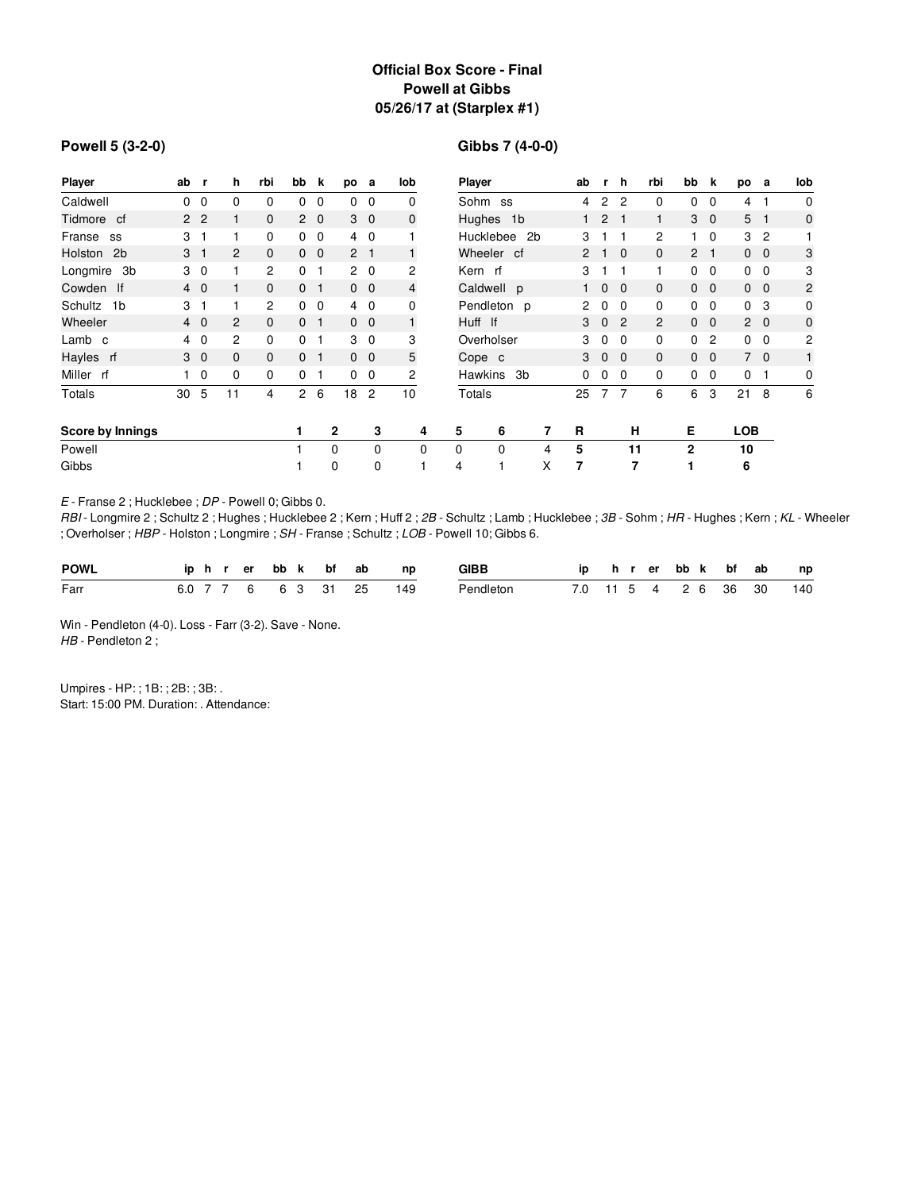# Official Box Score - Final
## Powell at Gibbs
## 05/26/17 at (Starplex #1)

### Powell 5 (3-2-0)

| Player | ab | r | h | rbi | bb | k | po | a | lob |
|---|---|---|---|---|---|---|---|---|---|
| Caldwell | 0 | 0 | 0 | 0 | 0 | 0 | 0 | 0 | 0 |
| Tidmore cf | 2 | 2 | 1 | 0 | 2 | 0 | 3 | 0 | 0 |
| Franse ss | 3 | 1 | 1 | 0 | 0 | 0 | 4 | 0 | 1 |
| Holston 2b | 3 | 1 | 2 | 0 | 0 | 0 | 2 | 1 | 1 |
| Longmire 3b | 3 | 0 | 1 | 2 | 0 | 1 | 2 | 0 | 2 |
| Cowden lf | 4 | 0 | 1 | 0 | 0 | 1 | 0 | 0 | 4 |
| Schultz 1b | 3 | 1 | 1 | 2 | 0 | 0 | 4 | 0 | 0 |
| Wheeler | 4 | 0 | 2 | 0 | 0 | 1 | 0 | 0 | 1 |
| Lamb c | 4 | 0 | 2 | 0 | 0 | 1 | 3 | 0 | 3 |
| Hayles rf | 3 | 0 | 0 | 0 | 0 | 1 | 0 | 0 | 5 |
| Miller rf | 1 | 0 | 0 | 0 | 0 | 1 | 0 | 0 | 2 |
| Totals | 30 | 5 | 11 | 4 | 2 | 6 | 18 | 2 | 10 |

### Gibbs 7 (4-0-0)

| Player | ab | r | h | rbi | bb | k | po | a | lob |
|---|---|---|---|---|---|---|---|---|---|
| Sohm ss | 4 | 2 | 2 | 0 | 0 | 0 | 4 | 1 | 0 |
| Hughes 1b | 1 | 2 | 1 | 1 | 3 | 0 | 5 | 1 | 0 |
| Hucklebee 2b | 3 | 1 | 1 | 2 | 1 | 0 | 3 | 2 | 1 |
| Wheeler cf | 2 | 1 | 0 | 0 | 2 | 1 | 0 | 0 | 3 |
| Kern rf | 3 | 1 | 1 | 1 | 0 | 0 | 0 | 0 | 3 |
| Caldwell p | 1 | 0 | 0 | 0 | 0 | 0 | 0 | 0 | 2 |
| Pendleton p | 2 | 0 | 0 | 0 | 0 | 0 | 0 | 3 | 0 |
| Huff lf | 3 | 0 | 2 | 2 | 0 | 0 | 2 | 0 | 0 |
| Overholser | 3 | 0 | 0 | 0 | 0 | 2 | 0 | 0 | 2 |
| Cope c | 3 | 0 | 0 | 0 | 0 | 0 | 7 | 0 | 1 |
| Hawkins 3b | 0 | 0 | 0 | 0 | 0 | 0 | 0 | 1 | 0 |
| Totals | 25 | 7 | 7 | 6 | 6 | 3 | 21 | 8 | 6 |

| Score by Innings | 1 | 2 | 3 | 4 | 5 | 6 | 7 | R | H | E | LOB |
|---|---|---|---|---|---|---|---|---|---|---|---|
| Powell | 1 | 0 | 0 | 0 | 0 | 0 | 4 | 5 | 11 | 2 | 10 |
| Gibbs | 1 | 0 | 0 | 1 | 4 | 1 | X | 7 | 7 | 1 | 6 |

*E* - Franse 2 ; Hucklebee ; *DP* - Powell 0; Gibbs 0.
*RBI* - Longmire 2 ; Schultz 2 ; Hughes ; Hucklebee 2 ; Kern ; Huff 2 ; *2B* - Schultz ; Lamb ; Hucklebee ; *3B* - Sohm ; *HR* - Hughes ; Kern ; *KL* - Wheeler ; Overholser ; *HBP* - Holston ; Longmire ; *SH* - Franse ; Schultz ; *LOB* - Powell 10; Gibbs 6.

| POWL | ip | h | r | er | bb | k | bf | ab | np |
|---|---|---|---|---|---|---|---|---|---|
| Farr | 6.0 | 7 | 7 | 6 | 6 | 3 | 31 | 25 | 149 |

| GIBB | ip | h | r | er | bb | k | bf | ab | np |
|---|---|---|---|---|---|---|---|---|---|
| Pendleton | 7.0 | 11 | 5 | 4 | 2 | 6 | 36 | 30 | 140 |

Win - Pendleton (4-0). Loss - Farr (3-2). Save - None.
*HB* - Pendleton 2 ;

Umpires - HP: ; 1B: ; 2B: ; 3B: .
Start: 15:00 PM. Duration: . Attendance: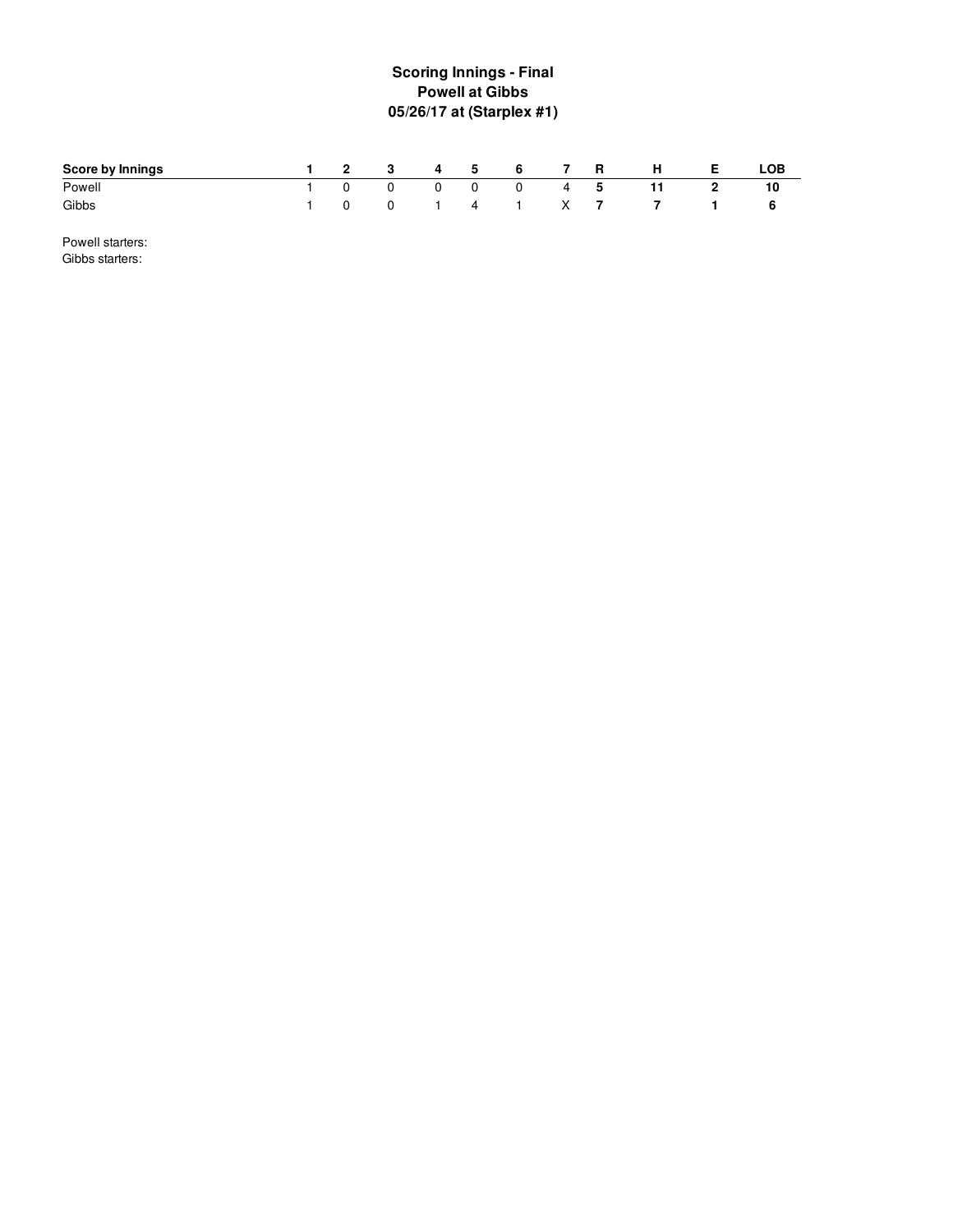**Scoring Innings - Final**
**Powell at Gibbs**
**05/26/17 at (Starplex #1)**

| Score by Innings | 1 | 2 | 3 | 4 | 5 | 6 | 7 | R | H | E | LOB |
|---|---|---|---|---|---|---|---|---|---|---|---|
| Powell | 1 | 0 | 0 | 0 | 0 | 0 | 4 | **5** | **11** | **2** | **10** |
| Gibbs | 1 | 0 | 0 | 1 | 4 | 1 | X | **7** | **7** | **1** | **6** |

Powell starters:
Gibbs starters: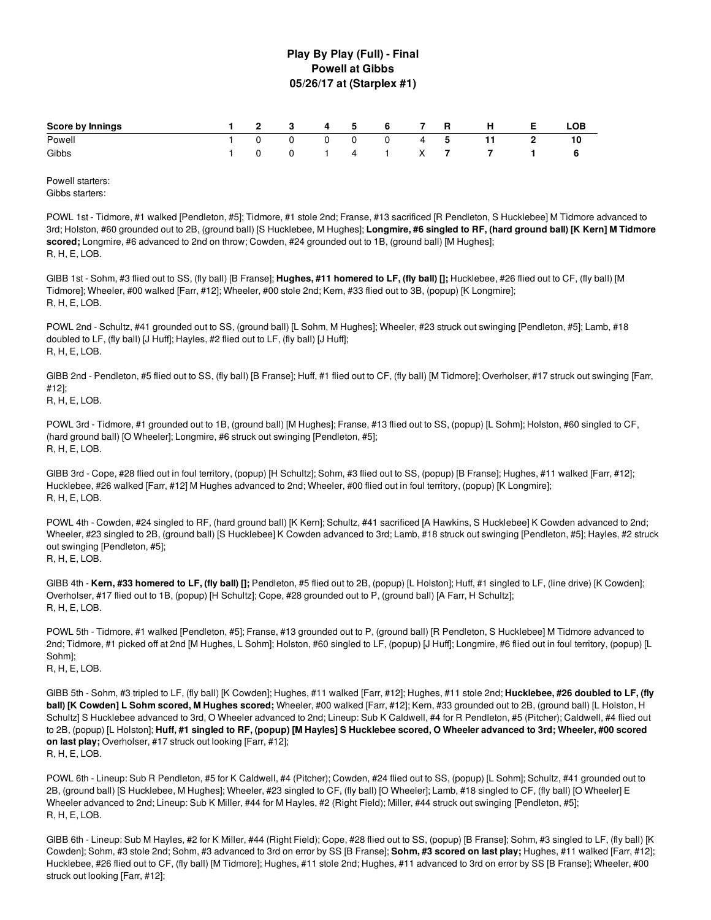# Play By Play (Full) - Final
## Powell at Gibbs
### 05/26/17 at (Starplex #1)

| Score by Innings | 1 | 2 | 3 | 4 | 5 | 6 | 7 | R | H | E | LOB |
|---|---|---|---|---|---|---|---|---|---|---|---|
| Powell | 1 | 0 | 0 | 0 | 0 | 0 | 4 | 5 | 11 | 2 | 10 |
| Gibbs | 1 | 0 | 0 | 1 | 4 | 1 | X | 7 | 7 | 1 | 6 |

Powell starters:
Gibbs starters:

POWL 1st - Tidmore, #1 walked [Pendleton, #5]; Tidmore, #1 stole 2nd; Franse, #13 sacrificed [R Pendleton, S Hucklebee] M Tidmore advanced to 3rd; Holston, #60 grounded out to 2B, (ground ball) [S Hucklebee, M Hughes]; **Longmire, #6 singled to RF, (hard ground ball) [K Kern] M Tidmore scored;** Longmire, #6 advanced to 2nd on throw; Cowden, #24 grounded out to 1B, (ground ball) [M Hughes];
R, H, E, LOB.

GIBB 1st - Sohm, #3 flied out to SS, (fly ball) [B Franse]; **Hughes, #11 homered to LF, (fly ball) [];** Hucklebee, #26 flied out to CF, (fly ball) [M Tidmore]; Wheeler, #00 walked [Farr, #12]; Wheeler, #00 stole 2nd; Kern, #33 flied out to 3B, (popup) [K Longmire];
R, H, E, LOB.

POWL 2nd - Schultz, #41 grounded out to SS, (ground ball) [L Sohm, M Hughes]; Wheeler, #23 struck out swinging [Pendleton, #5]; Lamb, #18 doubled to LF, (fly ball) [J Huff]; Hayles, #2 flied out to LF, (fly ball) [J Huff];
R, H, E, LOB.

GIBB 2nd - Pendleton, #5 flied out to SS, (fly ball) [B Franse]; Huff, #1 flied out to CF, (fly ball) [M Tidmore]; Overholser, #17 struck out swinging [Farr, #12];
R, H, E, LOB.

POWL 3rd - Tidmore, #1 grounded out to 1B, (ground ball) [M Hughes]; Franse, #13 flied out to SS, (popup) [L Sohm]; Holston, #60 singled to CF, (hard ground ball) [O Wheeler]; Longmire, #6 struck out swinging [Pendleton, #5];
R, H, E, LOB.

GIBB 3rd - Cope, #28 flied out in foul territory, (popup) [H Schultz]; Sohm, #3 flied out to SS, (popup) [B Franse]; Hughes, #11 walked [Farr, #12]; Hucklebee, #26 walked [Farr, #12] M Hughes advanced to 2nd; Wheeler, #00 flied out in foul territory, (popup) [K Longmire];
R, H, E, LOB.

POWL 4th - Cowden, #24 singled to RF, (hard ground ball) [K Kern]; Schultz, #41 sacrificed [A Hawkins, S Hucklebee] K Cowden advanced to 2nd; Wheeler, #23 singled to 2B, (ground ball) [S Hucklebee] K Cowden advanced to 3rd; Lamb, #18 struck out swinging [Pendleton, #5]; Hayles, #2 struck out swinging [Pendleton, #5];
R, H, E, LOB.

GIBB 4th - **Kern, #33 homered to LF, (fly ball) [];** Pendleton, #5 flied out to 2B, (popup) [L Holston]; Huff, #1 singled to LF, (line drive) [K Cowden]; Overholser, #17 flied out to 1B, (popup) [H Schultz]; Cope, #28 grounded out to P, (ground ball) [A Farr, H Schultz];
R, H, E, LOB.

POWL 5th - Tidmore, #1 walked [Pendleton, #5]; Franse, #13 grounded out to P, (ground ball) [R Pendleton, S Hucklebee] M Tidmore advanced to 2nd; Tidmore, #1 picked off at 2nd [M Hughes, L Sohm]; Holston, #60 singled to LF, (popup) [J Huff]; Longmire, #6 flied out in foul territory, (popup) [L Sohm];
R, H, E, LOB.

GIBB 5th - Sohm, #3 tripled to LF, (fly ball) [K Cowden]; Hughes, #11 walked [Farr, #12]; Hughes, #11 stole 2nd; **Hucklebee, #26 doubled to LF, (fly ball) [K Cowden] L Sohm scored, M Hughes scored;** Wheeler, #00 walked [Farr, #12]; Kern, #33 grounded out to 2B, (ground ball) [L Holston, H Schultz] S Hucklebee advanced to 3rd, O Wheeler advanced to 2nd; Lineup: Sub K Caldwell, #4 for R Pendleton, #5 (Pitcher); Caldwell, #4 flied out to 2B, (popup) [L Holston]; **Huff, #1 singled to RF, (popup) [M Hayles] S Hucklebee scored, O Wheeler advanced to 3rd; Wheeler, #00 scored on last play;** Overholser, #17 struck out looking [Farr, #12];
R, H, E, LOB.

POWL 6th - Lineup: Sub R Pendleton, #5 for K Caldwell, #4 (Pitcher); Cowden, #24 flied out to SS, (popup) [L Sohm]; Schultz, #41 grounded out to 2B, (ground ball) [S Hucklebee, M Hughes]; Wheeler, #23 singled to CF, (fly ball) [O Wheeler]; Lamb, #18 singled to CF, (fly ball) [O Wheeler] E Wheeler advanced to 2nd; Lineup: Sub K Miller, #44 for M Hayles, #2 (Right Field); Miller, #44 struck out swinging [Pendleton, #5];
R, H, E, LOB.

GIBB 6th - Lineup: Sub M Hayles, #2 for K Miller, #44 (Right Field); Cope, #28 flied out to SS, (popup) [B Franse]; Sohm, #3 singled to LF, (fly ball) [K Cowden]; Sohm, #3 stole 2nd; Sohm, #3 advanced to 3rd on error by SS [B Franse]; **Sohm, #3 scored on last play;** Hughes, #11 walked [Farr, #12]; Hucklebee, #26 flied out to CF, (fly ball) [M Tidmore]; Hughes, #11 stole 2nd; Hughes, #11 advanced to 3rd on error by SS [B Franse]; Wheeler, #00 struck out looking [Farr, #12];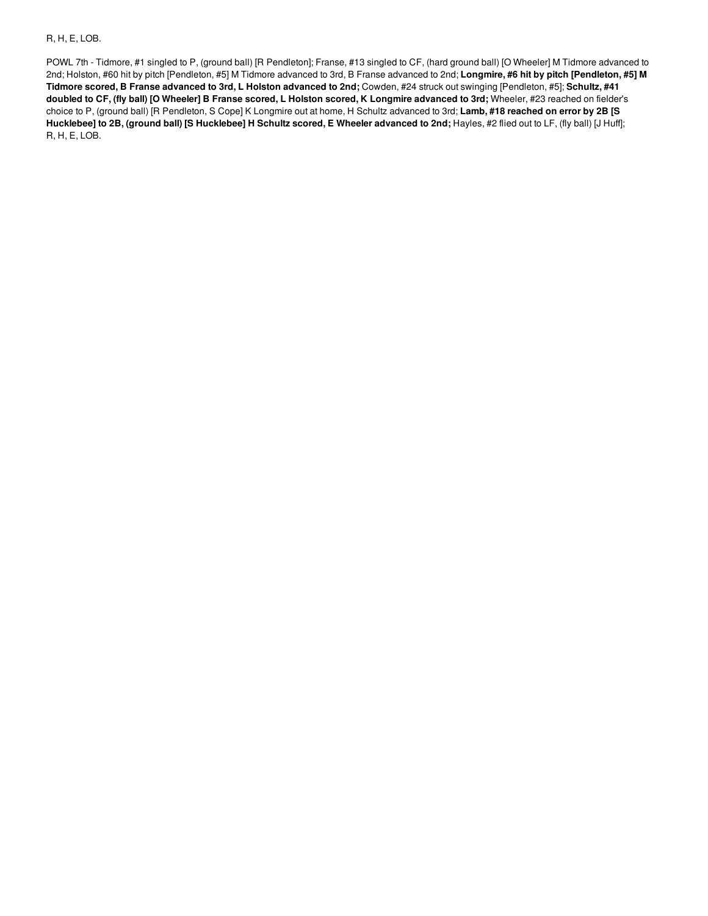R, H, E, LOB.

POWL 7th - Tidmore, #1 singled to P, (ground ball) [R Pendleton]; Franse, #13 singled to CF, (hard ground ball) [O Wheeler] M Tidmore advanced to 2nd; Holston, #60 hit by pitch [Pendleton, #5] M Tidmore advanced to 3rd, B Franse advanced to 2nd; **Longmire, #6 hit by pitch [Pendleton, #5] M Tidmore scored, B Franse advanced to 3rd, L Holston advanced to 2nd;** Cowden, #24 struck out swinging [Pendleton, #5]; **Schultz, #41 doubled to CF, (fly ball) [O Wheeler] B Franse scored, L Holston scored, K Longmire advanced to 3rd;** Wheeler, #23 reached on fielder's choice to P, (ground ball) [R Pendleton, S Cope] K Longmire out at home, H Schultz advanced to 3rd; **Lamb, #18 reached on error by 2B [S Hucklebee] to 2B, (ground ball) [S Hucklebee] H Schultz scored, E Wheeler advanced to 2nd;** Hayles, #2 flied out to LF, (fly ball) [J Huff]; R, H, E, LOB.